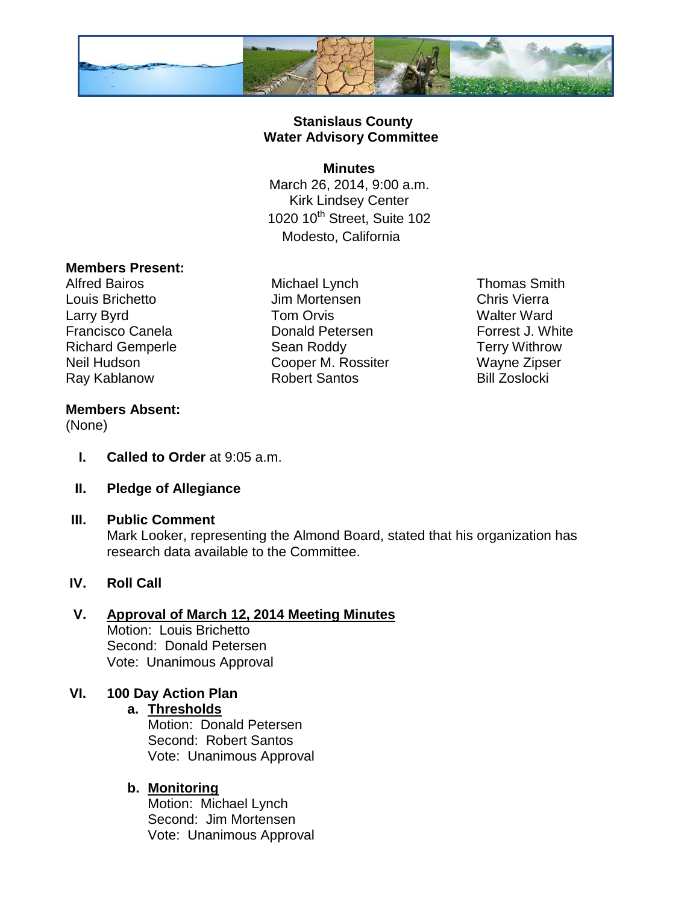**Stanislaus County**
**Water Advisory Committee**

**Minutes**
March 26, 2014, 9:00 a.m.
Kirk Lindsey Center
1020 10th Street, Suite 102
Modesto, California

**Members Present:**

Alfred Bairos
Louis Brichetto
Larry Byrd
Francisco Canela
Richard Gemperle
Neil Hudson
Ray Kablanow
Michael Lynch
Jim Mortensen
Tom Orvis
Donald Petersen
Sean Roddy
Cooper M. Rossiter
Robert Santos
Thomas Smith
Chris Vierra
Walter Ward
Forrest J. White
Terry Withrow
Wayne Zipser
Bill Zoslocki

**Members Absent:**
(None)

I. **Called to Order** at 9:05 a.m.

II. **Pledge of Allegiance**

III. **Public Comment**
Mark Looker, representing the Almond Board, stated that his organization has research data available to the Committee.

IV. **Roll Call**

V. **Approval of March 12, 2014 Meeting Minutes**
Motion: Louis Brichetto
Second: Donald Petersen
Vote: Unanimous Approval

VI. **100 Day Action Plan**

a. **Thresholds**
Motion: Donald Petersen
Second: Robert Santos
Vote: Unanimous Approval

b. **Monitoring**
Motion: Michael Lynch
Second: Jim Mortensen
Vote: Unanimous Approval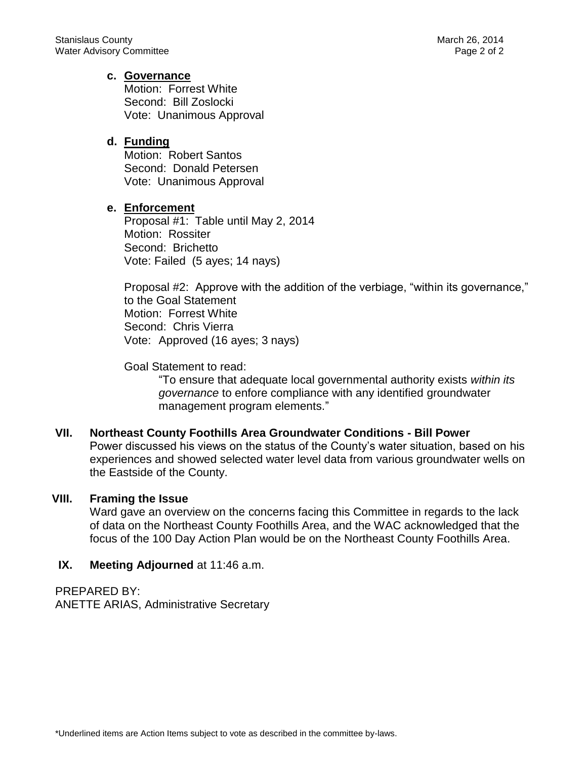**c. Governance**

Motion: Forrest White
Second: Bill Zoslocki
Vote: Unanimous Approval

**d. Funding**

Motion: Robert Santos
Second: Donald Petersen
Vote: Unanimous Approval

**e. Enforcement**

Proposal #1: Table until May 2, 2014
Motion: Rossiter
Second: Brichetto
Vote: Failed (5 ayes; 14 nays)

Proposal #2: Approve with the addition of the verbiage, "within its governance," to the Goal Statement
Motion: Forrest White
Second: Chris Vierra
Vote: Approved (16 ayes; 3 nays)

Goal Statement to read:

"To ensure that adequate local governmental authority exists *within its governance* to enfore compliance with any identified groundwater management program elements."

**VII. Northeast County Foothills Area Groundwater Conditions - Bill Power**

Power discussed his views on the status of the County's water situation, based on his experiences and showed selected water level data from various groundwater wells on the Eastside of the County.

**VIII. Framing the Issue**

Ward gave an overview on the concerns facing this Committee in regards to the lack of data on the Northeast County Foothills Area, and the WAC acknowledged that the focus of the 100 Day Action Plan would be on the Northeast County Foothills Area.

**IX. Meeting Adjourned** at 11:46 a.m.

PREPARED BY:
ANETTE ARIAS, Administrative Secretary

*Underlined items are Action Items subject to vote as described in the committee by-laws.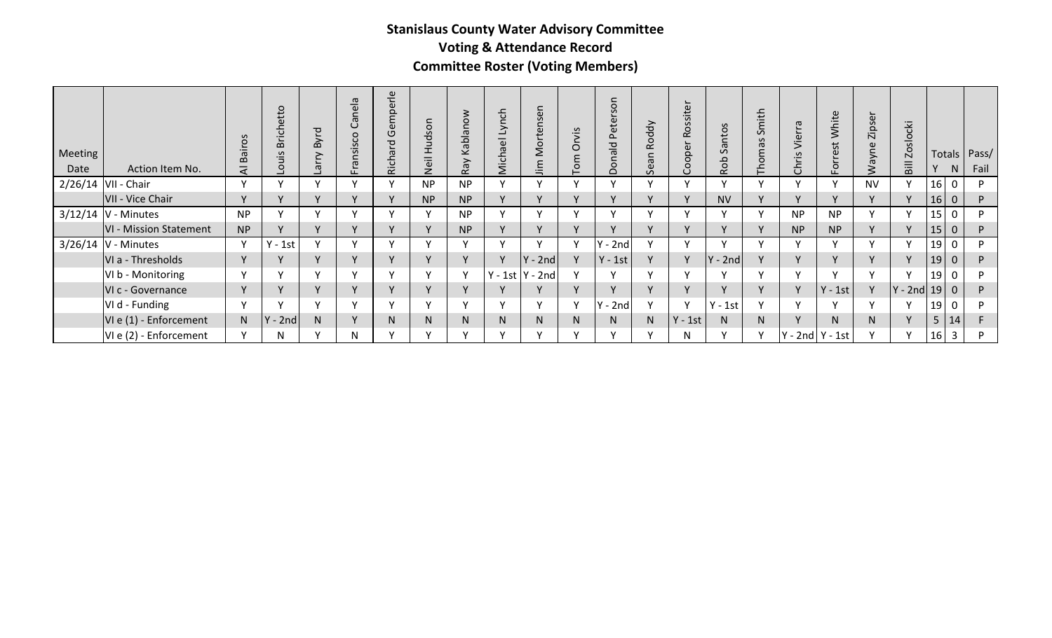# Stanislaus County Water Advisory Committee
## Voting & Attendance Record
## Committee Roster (Voting Members)

| Meeting Date | Action Item No. | Al Bairos | Louis Brichetto | Larry Byrd | Fransisco Canela | Richard Gemperle | Neil Hudson | Ray Kablanow | Michael Lynch | Jim Mortensen | Tom Orvis | Donald Peterson | Sean Roddy | Cooper Rossiter | Rob Santos | Thomas Smith | Chris Vierra | Forrest White | Wayne Zipser | Bill Zoslocki | Totals Y | Totals N | Pass/ Fail |
|---|---|---|---|---|---|---|---|---|---|---|---|---|---|---|---|---|---|---|---|---|---|---|---|
| 2/26/14 | VII - Chair | Y | Y | Y | Y | Y | NP | NP | Y | Y | Y | Y | Y | Y | Y | Y | Y | Y | NV | Y | 16 | 0 | P |
| | VII - Vice Chair | Y | Y | Y | Y | Y | NP | NP | Y | Y | Y | Y | Y | Y | NV | Y | Y | Y | Y | Y | 16 | 0 | P |
| 3/12/14 | V - Minutes | NP | Y | Y | Y | Y | Y | NP | Y | Y | Y | Y | Y | Y | Y | Y | NP | NP | Y | Y | 15 | 0 | P |
| | VI - Mission Statement | NP | Y | Y | Y | Y | Y | NP | Y | Y | Y | Y | Y | Y | Y | Y | NP | NP | Y | Y | 15 | 0 | P |
| 3/26/14 | V - Minutes | Y | Y - 1st | Y | Y | Y | Y | Y | Y | Y | Y | Y - 2nd | Y | Y | Y | Y | Y | Y | Y | Y | 19 | 0 | P |
| | VI a - Thresholds | Y | Y | Y | Y | Y | Y | Y | Y | Y - 2nd | Y | Y - 1st | Y | Y | Y - 2nd | Y | Y | Y | Y | Y | 19 | 0 | P |
| | VI b - Monitoring | Y | Y | Y | Y | Y | Y | Y | Y - 1st | Y - 2nd | Y | Y | Y | Y | Y | Y | Y | Y | Y | Y | 19 | 0 | P |
| | VI c - Governance | Y | Y | Y | Y | Y | Y | Y | Y | Y | Y | Y | Y | Y | Y | Y | Y | Y - 1st | Y | Y - 2nd | 19 | 0 | P |
| | VI d - Funding | Y | Y | Y | Y | Y | Y | Y | Y | Y | Y | Y - 2nd | Y | Y | Y - 1st | Y | Y | Y | Y | Y | 19 | 0 | P |
| | VI e (1) - Enforcement | N | Y - 2nd | N | Y | N | N | N | N | N | N | N | N | Y - 1st | N | N | Y | N | N | Y | 5 | 14 | F |
| | VI e (2) - Enforcement | Y | N | Y | N | Y | Y | Y | Y | Y | Y | Y | Y | N | Y | Y | Y - 2nd | Y - 1st | Y | Y | 16 | 3 | P |